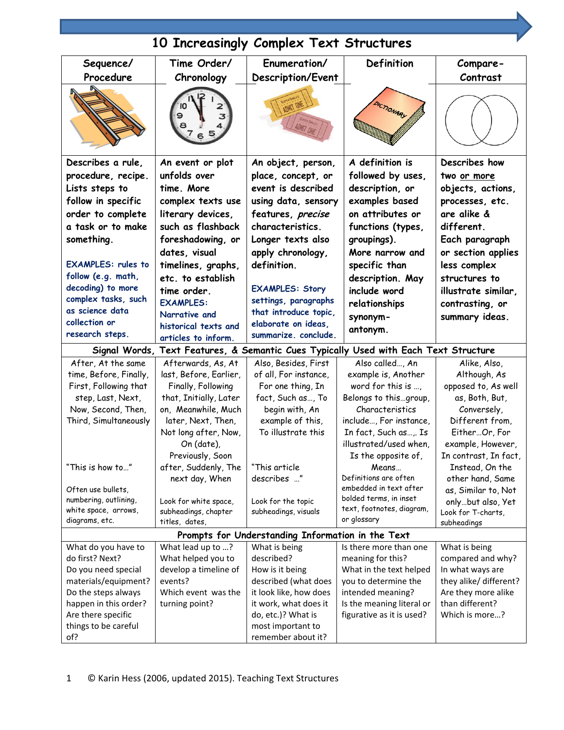# 10 Increasingly Complex Text Structures

| Sequence/ Procedure | Time Order/ Chronology | Enumeration/ Description/Event | Definition | Compare-Contrast |
|---|---|---|---|---|
| Describes a rule, procedure, recipe. Lists steps to follow in specific order to complete a task or to make something.<br><br>EXAMPLES: rules to follow (e.g. math, decoding) to more complex tasks, such as science data collection or research steps. | An event or plot unfolds over time. More complex texts use literary devices, such as flashback foreshadowing, or dates, visual timelines, graphs, etc. to establish time order.<br>EXAMPLES: Narrative and historical texts and articles to inform. | An object, person, place, concept, or event is described using data, sensory features, *precise* characteristics. Longer texts also apply chronology, definition.<br><br>EXAMPLES: Story settings, paragraphs that introduce topic, elaborate on ideas, summarize. conclude. | A definition is followed by uses, description, or examples based on attributes or functions (types, groupings). More narrow and specific than description. May include word relationships synonym-antonym. | Describes how two or more objects, actions, processes, etc. are alike & different. Each paragraph or section applies less complex structures to illustrate similar, contrasting, or summary ideas. |
| **Signal Words, Text Features, & Semantic Cues Typically Used with Each Text Structure** | | | | |
| After, At the same time, Before, Finally, First, Following that step, Last, Next, Now, Second, Then, Third, Simultaneously<br><br>"This is how to…"<br><br>Often use bullets, numbering, outlining, white space, arrows, diagrams, etc. | Afterwards, As, At last, Before, Earlier, Finally, Following that, Initially, Later on, Meanwhile, Much later, Next, Then, Not long after, Now, On (date), Previously, Soon after, Suddenly, The next day, When<br><br>Look for white space, subheadings, chapter titles, dates, | Also, Besides, First of all, For instance, For one thing, In fact, Such as…, To begin with, An example of this, To illustrate this<br><br>"This article describes …"<br><br>Look for the topic subheadings, visuals | Also called…, An example is, Another word for this is …, Belongs to this…group, Characteristics include…, For instance, In fact, Such as…,. Is illustrated/used when, Is the opposite of, Means…<br>Definitions are often embedded in text after bolded terms, in inset text, footnotes, diagram, or glossary | Alike, Also, Although, As opposed to, As well as, Both, But, Conversely, Different from, Either…Or, For example, However, In contrast, In fact, Instead, On the other hand, Same as, Similar to, Not only…but also, Yet<br>Look for T-charts, subheadings |
| **Prompts for Understanding Information in the Text** | | | | |
| What do you have to do first? Next?<br>Do you need special materials/equipment?<br>Do the steps always happen in this order?<br>Are there specific things to be careful of? | What lead up to …?<br>What helped you to develop a timeline of events?<br>Which event was the turning point? | What is being described?<br>How is it being described (what does it look like, how does it work, what does it do, etc.)? What is most important to remember about it? | Is there more than one meaning for this?<br>What in the text helped you to determine the intended meaning?<br>Is the meaning literal or figurative as it is used? | What is being compared and why?<br>In what ways are they alike/ different?<br>Are they more alike than different?<br>Which is more…? |

© Karin Hess (2006, updated 2015). Teaching Text Structures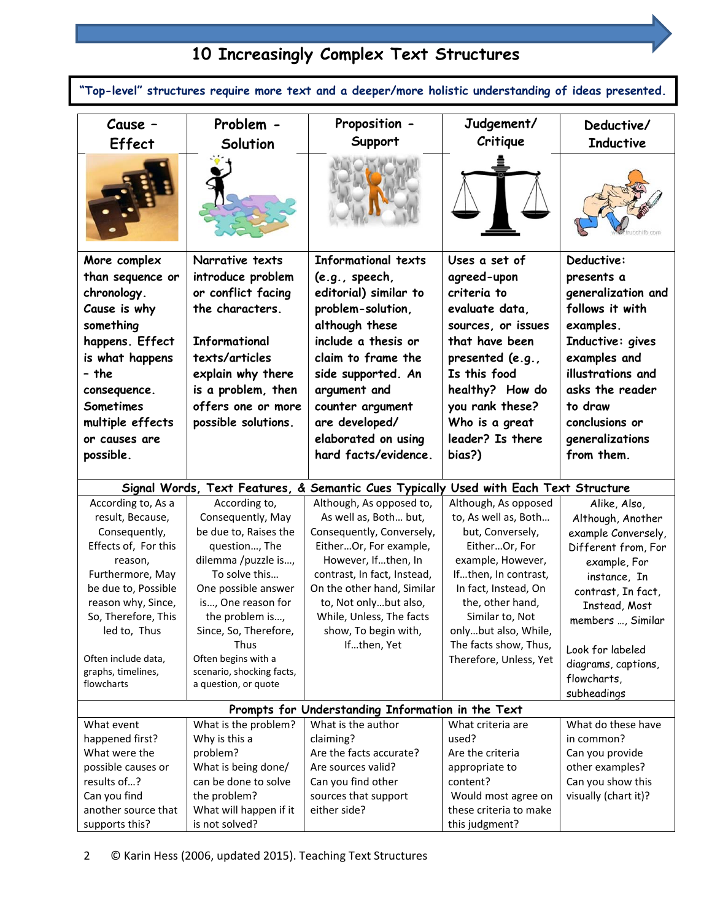# 10 Increasingly Complex Text Structures

**"Top-level" structures require more text and a deeper/more holistic understanding of ideas presented.**

| Cause - Effect | Problem - Solution | Proposition - Support | Judgement/ Critique | Deductive/ Inductive |
|---|---|---|---|---|
| More complex than sequence or chronology. Cause is why something happens. Effect is what happens - the consequence. Sometimes multiple effects or causes are possible. | Narrative texts introduce problem or conflict facing the characters.<br><br>Informational texts/articles explain why there is a problem, then offers one or more possible solutions. | Informational texts (e.g., speech, editorial) similar to problem-solution, although these include a thesis or claim to frame the side supported. An argument and counter argument are developed/ elaborated on using hard facts/evidence. | Uses a set of agreed-upon criteria to evaluate data, sources, or issues that have been presented (e.g., Is this food healthy? How do you rank these? Who is a great leader? Is there bias?) | Deductive: presents a generalization and follows it with examples. Inductive: gives examples and illustrations and asks the reader to draw conclusions or generalizations from them. |
| **Signal Words, Text Features, & Semantic Cues Typically Used with Each Text Structure** | | | | |
| According to, As a result, Because, Consequently, Effects of, For this reason, Furthermore, May be due to, Possible reason why, Since, So, Therefore, This led to, Thus<br><br>Often include data, graphs, timelines, flowcharts | According to, Consequently, May be due to, Raises the question…, The dilemma /puzzle is…, To solve this… One possible answer is…, One reason for the problem is…, Since, So, Therefore, Thus<br>Often begins with a scenario, shocking facts, a question, or quote | Although, As opposed to, As well as, Both… but, Consequently, Conversely, Either…Or, For example, However, If…then, In contrast, In fact, Instead, On the other hand, Similar to, Not only…but also, While, Unless, The facts show, To begin with, If…then, Yet | Although, As opposed to, As well as, Both… but, Conversely, Either…Or, For example, However, If…then, In contrast, In fact, Instead, On the, other hand, Similar to, Not only…but also, While, The facts show, Thus, Therefore, Unless, Yet | Alike, Also, Although, Another example Conversely, Different from, For example, For instance, In contrast, In fact, Instead, Most members …, Similar<br><br>Look for labeled diagrams, captions, flowcharts, subheadings |
| **Prompts for Understanding Information in the Text** | | | | |
| What event happened first?<br>What were the possible causes or results of…?<br>Can you find another source that supports this? | What is the problem?<br>Why is this a problem?<br>What is being done/ can be done to solve the problem?<br>What will happen if it is not solved? | What is the author claiming?<br>Are the facts accurate?<br>Are sources valid?<br>Can you find other sources that support either side? | What criteria are used?<br>Are the criteria appropriate to content?<br>Would most agree on these criteria to make this judgment? | What do these have in common?<br>Can you provide other examples?<br>Can you show this visually (chart it)? |

© Karin Hess (2006, updated 2015). Teaching Text Structures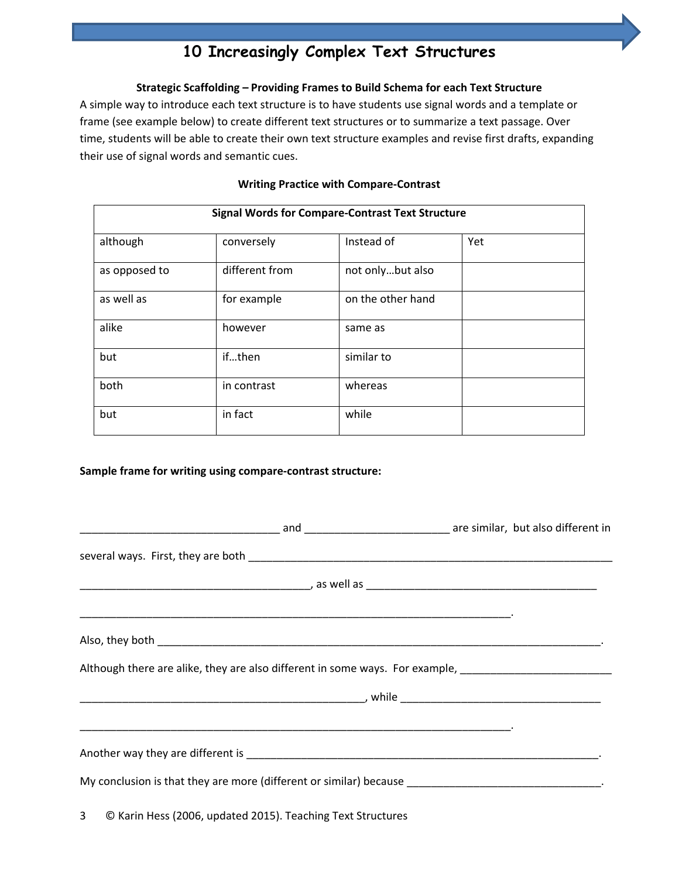# 10 Increasingly Complex Text Structures

**Strategic Scaffolding – Providing Frames to Build Schema for each Text Structure**

A simple way to introduce each text structure is to have students use signal words and a template or frame (see example below) to create different text structures or to summarize a text passage. Over time, students will be able to create their own text structure examples and revise first drafts, expanding their use of signal words and semantic cues.

**Writing Practice with Compare-Contrast**

| **Signal Words for Compare-Contrast Text Structure** | | | |
|---|---|---|---|
| although | conversely | Instead of | Yet |
| as opposed to | different from | not only…but also | |
| as well as | for example | on the other hand | |
| alike | however | same as | |
| but | if…then | similar to | |
| both | in contrast | whereas | |
| but | in fact | while | |

**Sample frame for writing using compare-contrast structure:**

_________________________________ and _______________________ are similar, but also different in several ways. First, they are both ____________________________________________________________ ______________________________________, as well as ______________________________________ _________________________________________________________________________.

Also, they both ___________________________________________________________________________.

Although there are alike, they are also different in some ways. For example, _________________________ _______________________________________________, while _________________________________ _________________________________________________________________________.

Another way they are different is _____________________________________________________________.

My conclusion is that they are more (different or similar) because ________________________________.

© Karin Hess (2006, updated 2015). Teaching Text Structures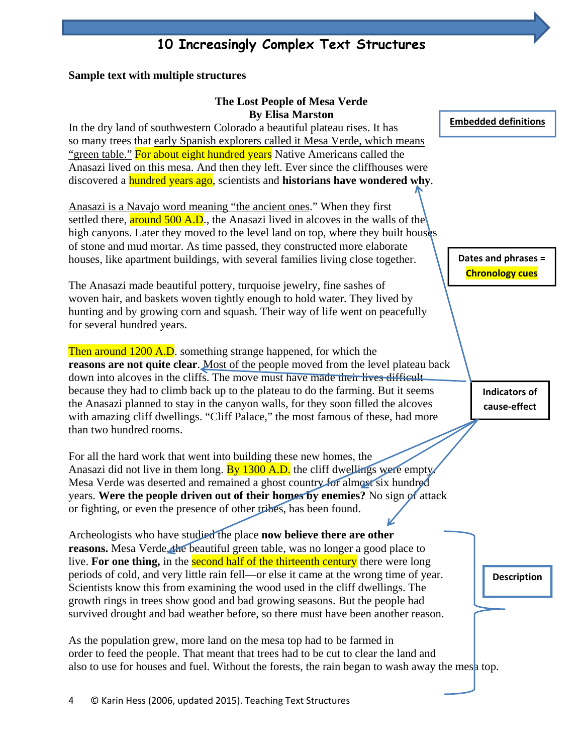# 10 Increasingly Complex Text Structures

**Sample text with multiple structures**

**The Lost People of Mesa Verde**
**By Elisa Marston**

Embedded definitions

In the dry land of southwestern Colorado a beautiful plateau rises. It has so many trees that early Spanish explorers called it Mesa Verde, which means "green table." For about eight hundred years Native Americans called the Anasazi lived on this mesa. And then they left. Ever since the cliffhouses were discovered a hundred years ago, scientists and **historians have wondered why**.

Anasazi is a Navajo word meaning "the ancient ones." When they first settled there, around 500 A.D., the Anasazi lived in alcoves in the walls of the high canyons. Later they moved to the level land on top, where they built houses of stone and mud mortar. As time passed, they constructed more elaborate houses, like apartment buildings, with several families living close together.

Dates and phrases = Chronology cues

The Anasazi made beautiful pottery, turquoise jewelry, fine sashes of woven hair, and baskets woven tightly enough to hold water. They lived by hunting and by growing corn and squash. Their way of life went on peacefully for several hundred years.

Then around 1200 A.D. something strange happened, for which the **reasons are not quite clear**. Most of the people moved from the level plateau back down into alcoves in the cliffs. The move must have made their lives difficult because they had to climb back up to the plateau to do the farming. But it seems the Anasazi planned to stay in the canyon walls, for they soon filled the alcoves with amazing cliff dwellings. "Cliff Palace," the most famous of these, had more than two hundred rooms.

Indicators of cause-effect

For all the hard work that went into building these new homes, the Anasazi did not live in them long. By 1300 A.D. the cliff dwellings were empty. Mesa Verde was deserted and remained a ghost country for almost six hundred years. **Were the people driven out of their homes by enemies?** No sign of attack or fighting, or even the presence of other tribes, has been found.

Archeologists who have studied the place **now believe there are other reasons.** Mesa Verde, the beautiful green table, was no longer a good place to live. **For one thing,** in the second half of the thirteenth century there were long periods of cold, and very little rain fell—or else it came at the wrong time of year. Scientists know this from examining the wood used in the cliff dwellings. The growth rings in trees show good and bad growing seasons. But the people had survived drought and bad weather before, so there must have been another reason.

Description

As the population grew, more land on the mesa top had to be farmed in order to feed the people. That meant that trees had to be cut to clear the land and also to use for houses and fuel. Without the forests, the rain began to wash away the mesa top.

© Karin Hess (2006, updated 2015). Teaching Text Structures